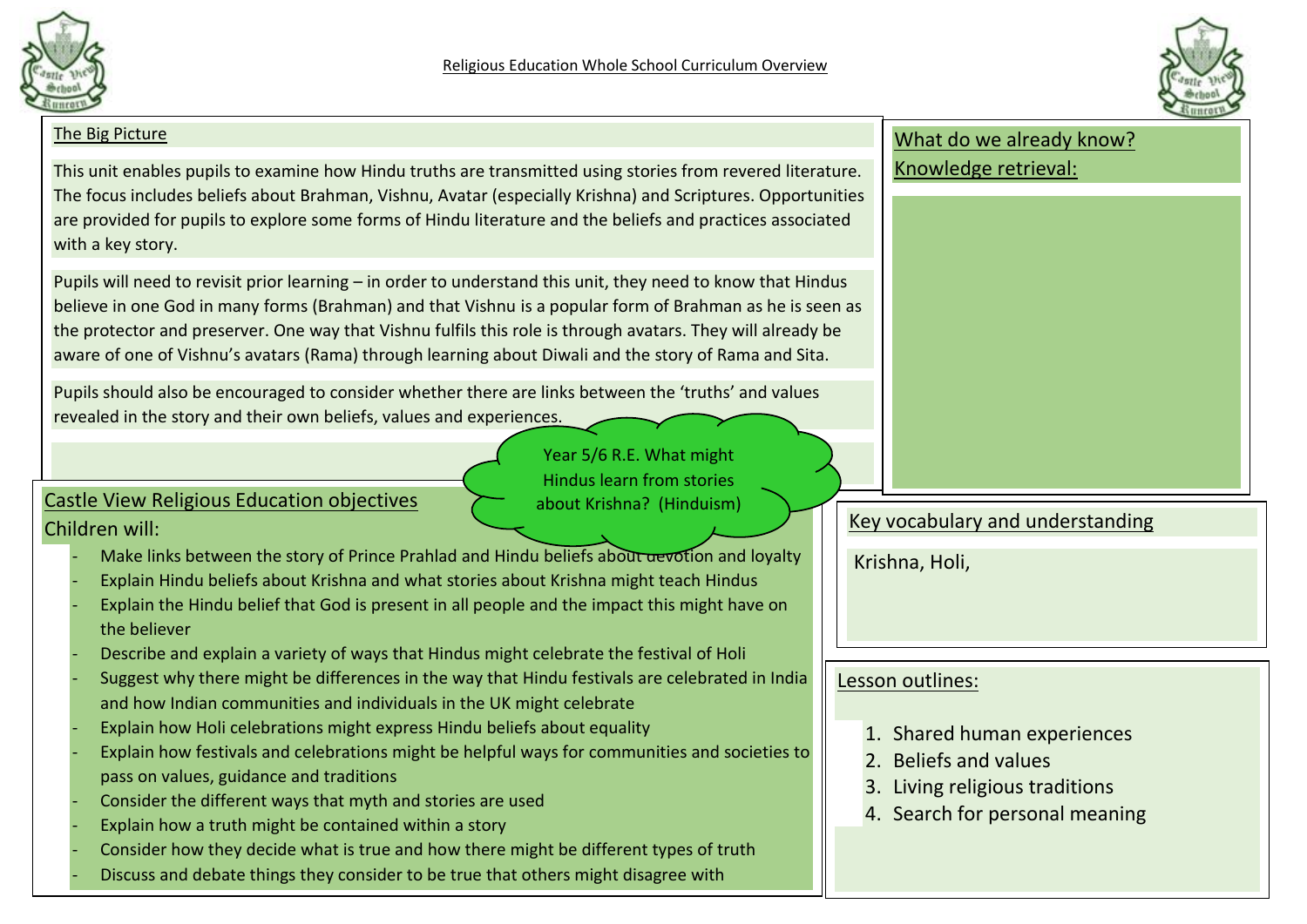# Religious Education Whole School Curriculum Overview

## Year 5/6 R.E. What might Hindus learn from stories about Krishna? (Hinduism)

### The Big Picture

This unit enables pupils to examine how Hindu truths are transmitted using stories from revered literature. The focus includes beliefs about Brahman, Vishnu, Avatar (especially Krishna) and Scriptures. Opportunities are provided for pupils to explore some forms of Hindu literature and the beliefs and practices associated with a key story.

Pupils will need to revisit prior learning – in order to understand this unit, they need to know that Hindus believe in one God in many forms (Brahman) and that Vishnu is a popular form of Brahman as he is seen as the protector and preserver. One way that Vishnu fulfils this role is through avatars. They will already be aware of one of Vishnu's avatars (Rama) through learning about Diwali and the story of Rama and Sita.

Pupils should also be encouraged to consider whether there are links between the 'truths' and values revealed in the story and their own beliefs, values and experiences.

### What do we already know? Knowledge retrieval:

### Castle View Religious Education objectives

Children will:

- Make links between the story of Prince Prahlad and Hindu beliefs about devotion and loyalty
- Explain Hindu beliefs about Krishna and what stories about Krishna might teach Hindus
- Explain the Hindu belief that God is present in all people and the impact this might have on the believer
- Describe and explain a variety of ways that Hindus might celebrate the festival of Holi
- Suggest why there might be differences in the way that Hindu festivals are celebrated in India and how Indian communities and individuals in the UK might celebrate
- Explain how Holi celebrations might express Hindu beliefs about equality
- Explain how festivals and celebrations might be helpful ways for communities and societies to pass on values, guidance and traditions
- Consider the different ways that myth and stories are used
- Explain how a truth might be contained within a story
- Consider how they decide what is true and how there might be different types of truth
- Discuss and debate things they consider to be true that others might disagree with

### Key vocabulary and understanding

Krishna, Holi,

### Lesson outlines:

1. Shared human experiences
2. Beliefs and values
3. Living religious traditions
4. Search for personal meaning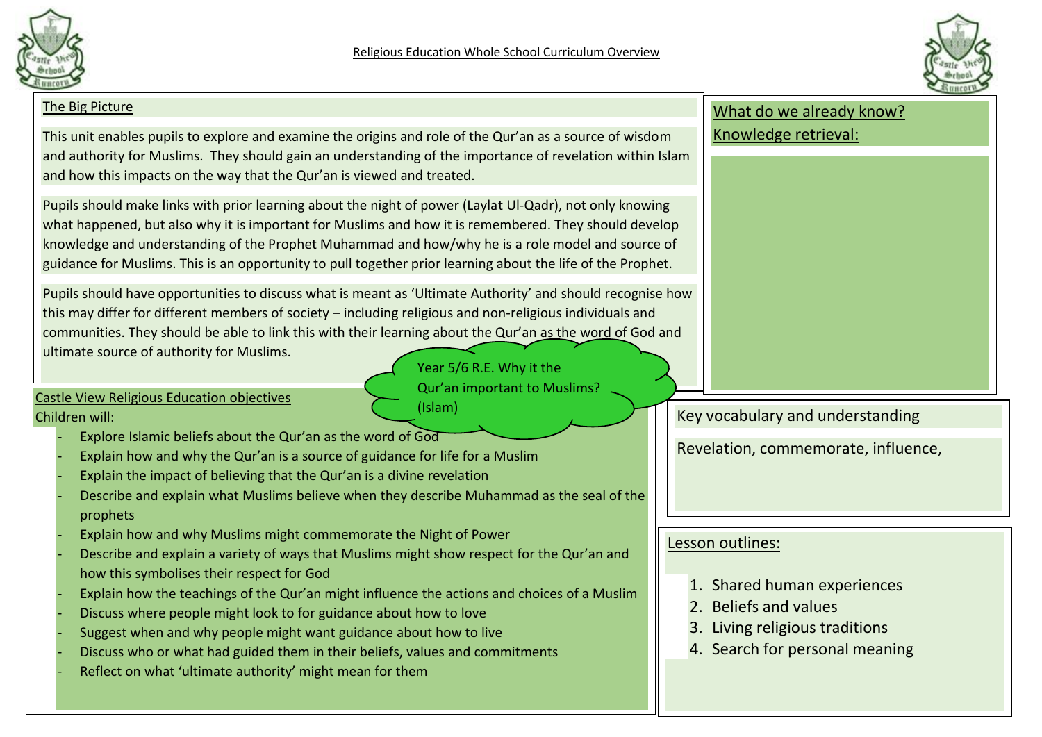# Religious Education Whole School Curriculum Overview

## The Big Picture

This unit enables pupils to explore and examine the origins and role of the Qur'an as a source of wisdom and authority for Muslims. They should gain an understanding of the importance of revelation within Islam and how this impacts on the way that the Qur'an is viewed and treated.

Pupils should make links with prior learning about the night of power (Laylat Ul-Qadr), not only knowing what happened, but also why it is important for Muslims and how it is remembered. They should develop knowledge and understanding of the Prophet Muhammad and how/why he is a role model and source of guidance for Muslims. This is an opportunity to pull together prior learning about the life of the Prophet.

Pupils should have opportunities to discuss what is meant as 'Ultimate Authority' and should recognise how this may differ for different members of society – including religious and non-religious individuals and communities. They should be able to link this with their learning about the Qur'an as the word of God and ultimate source of authority for Muslims.

Year 5/6 R.E. Why it the Qur'an important to Muslims? (Islam)

## Castle View Religious Education objectives

Children will:

- Explore Islamic beliefs about the Qur'an as the word of God
- Explain how and why the Qur'an is a source of guidance for life for a Muslim
- Explain the impact of believing that the Qur'an is a divine revelation
- Describe and explain what Muslims believe when they describe Muhammad as the seal of the prophets
- Explain how and why Muslims might commemorate the Night of Power
- Describe and explain a variety of ways that Muslims might show respect for the Qur'an and how this symbolises their respect for God
- Explain how the teachings of the Qur'an might influence the actions and choices of a Muslim
- Discuss where people might look to for guidance about how to love
- Suggest when and why people might want guidance about how to live
- Discuss who or what had guided them in their beliefs, values and commitments
- Reflect on what 'ultimate authority' might mean for them

## What do we already know?

Knowledge retrieval:

## Key vocabulary and understanding

Revelation, commemorate, influence,

## Lesson outlines:

1. Shared human experiences
2. Beliefs and values
3. Living religious traditions
4. Search for personal meaning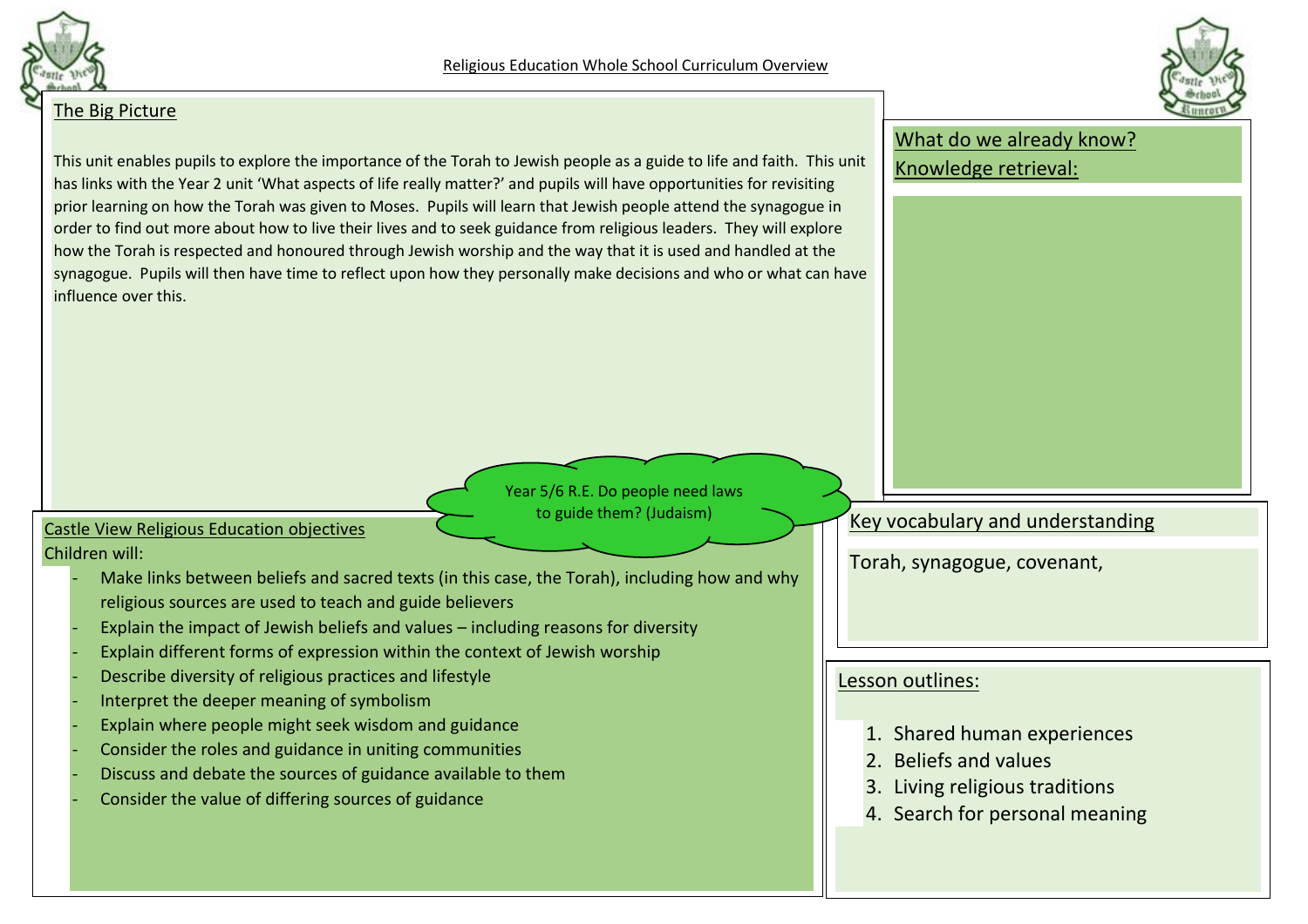Religious Education Whole School Curriculum Overview

## The Big Picture

This unit enables pupils to explore the importance of the Torah to Jewish people as a guide to life and faith. This unit has links with the Year 2 unit 'What aspects of life really matter?' and pupils will have opportunities for revisiting prior learning on how the Torah was given to Moses. Pupils will learn that Jewish people attend the synagogue in order to find out more about how to live their lives and to seek guidance from religious leaders. They will explore how the Torah is respected and honoured through Jewish worship and the way that it is used and handled at the synagogue. Pupils will then have time to reflect upon how they personally make decisions and who or what can have influence over this.

## What do we already know?

## Knowledge retrieval:

Year 5/6 R.E. Do people need laws to guide them? (Judaism)

## Castle View Religious Education objectives

Children will:

- Make links between beliefs and sacred texts (in this case, the Torah), including how and why religious sources are used to teach and guide believers
- Explain the impact of Jewish beliefs and values – including reasons for diversity
- Explain different forms of expression within the context of Jewish worship
- Describe diversity of religious practices and lifestyle
- Interpret the deeper meaning of symbolism
- Explain where people might seek wisdom and guidance
- Consider the roles and guidance in uniting communities
- Discuss and debate the sources of guidance available to them
- Consider the value of differing sources of guidance

## Key vocabulary and understanding

Torah, synagogue, covenant,

## Lesson outlines:

1. Shared human experiences
2. Beliefs and values
3. Living religious traditions
4. Search for personal meaning